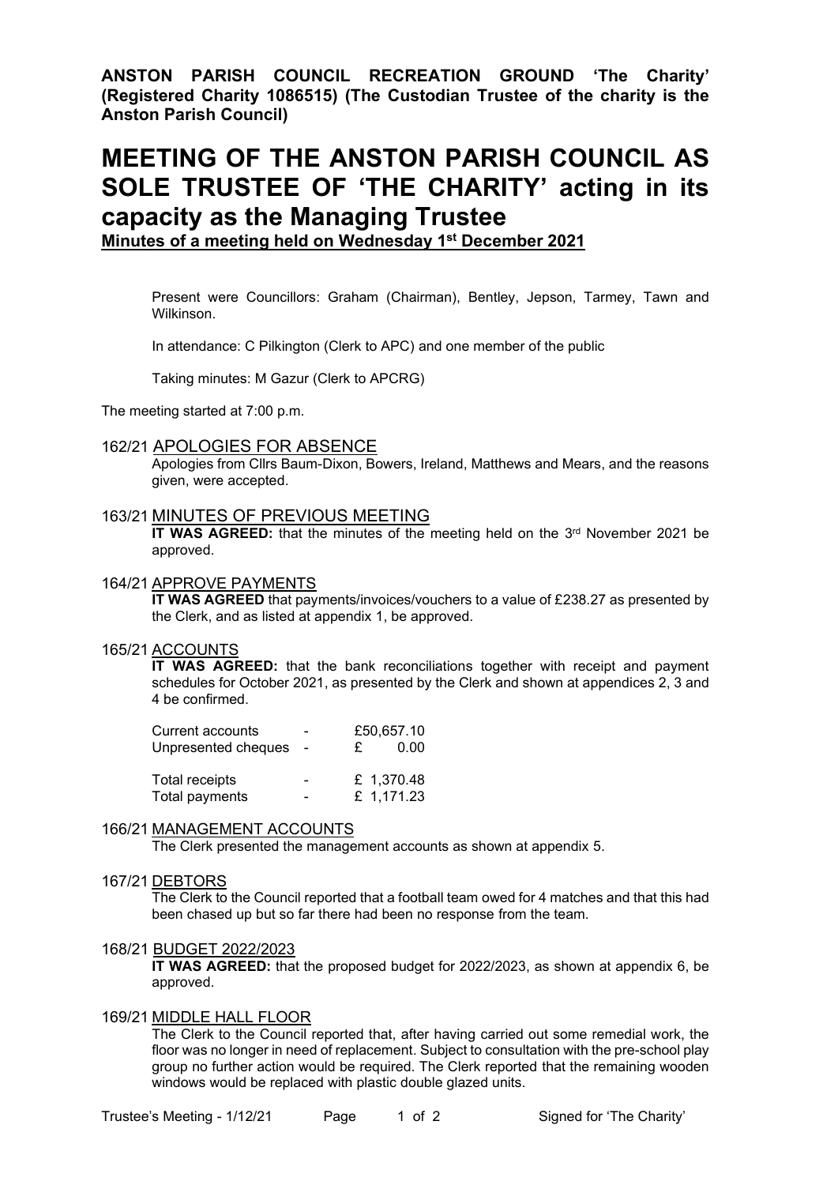**ANSTON PARISH COUNCIL RECREATION GROUND 'The Charity' (Registered Charity 1086515) (The Custodian Trustee of the charity is the Anston Parish Council)**

# MEETING OF THE ANSTON PARISH COUNCIL AS SOLE TRUSTEE OF 'THE CHARITY' acting in its capacity as the Managing Trustee

**Minutes of a meeting held on Wednesday 1st December 2021**

Present were Councillors: Graham (Chairman), Bentley, Jepson, Tarmey, Tawn and Wilkinson.

In attendance: C Pilkington (Clerk to APC) and one member of the public

Taking minutes: M Gazur (Clerk to APCRG)

The meeting started at 7:00 p.m.

## 162/21 APOLOGIES FOR ABSENCE

Apologies from Cllrs Baum-Dixon, Bowers, Ireland, Matthews and Mears, and the reasons given, were accepted.

## 163/21 MINUTES OF PREVIOUS MEETING

**IT WAS AGREED:** that the minutes of the meeting held on the 3rd November 2021 be approved.

## 164/21 APPROVE PAYMENTS

**IT WAS AGREED** that payments/invoices/vouchers to a value of £238.27 as presented by the Clerk, and as listed at appendix 1, be approved.

## 165/21 ACCOUNTS

**IT WAS AGREED:** that the bank reconciliations together with receipt and payment schedules for October 2021, as presented by the Clerk and shown at appendices 2, 3 and 4 be confirmed.

| | | |
|---|---|---|
| Current accounts | - | £50,657.10 |
| Unpresented cheques | - | £ 0.00 |
| Total receipts | - | £ 1,370.48 |
| Total payments | - | £ 1,171.23 |

## 166/21 MANAGEMENT ACCOUNTS

The Clerk presented the management accounts as shown at appendix 5.

## 167/21 DEBTORS

The Clerk to the Council reported that a football team owed for 4 matches and that this had been chased up but so far there had been no response from the team.

## 168/21 BUDGET 2022/2023

**IT WAS AGREED:** that the proposed budget for 2022/2023, as shown at appendix 6, be approved.

## 169/21 MIDDLE HALL FLOOR

The Clerk to the Council reported that, after having carried out some remedial work, the floor was no longer in need of replacement. Subject to consultation with the pre-school play group no further action would be required. The Clerk reported that the remaining wooden windows would be replaced with plastic double glazed units.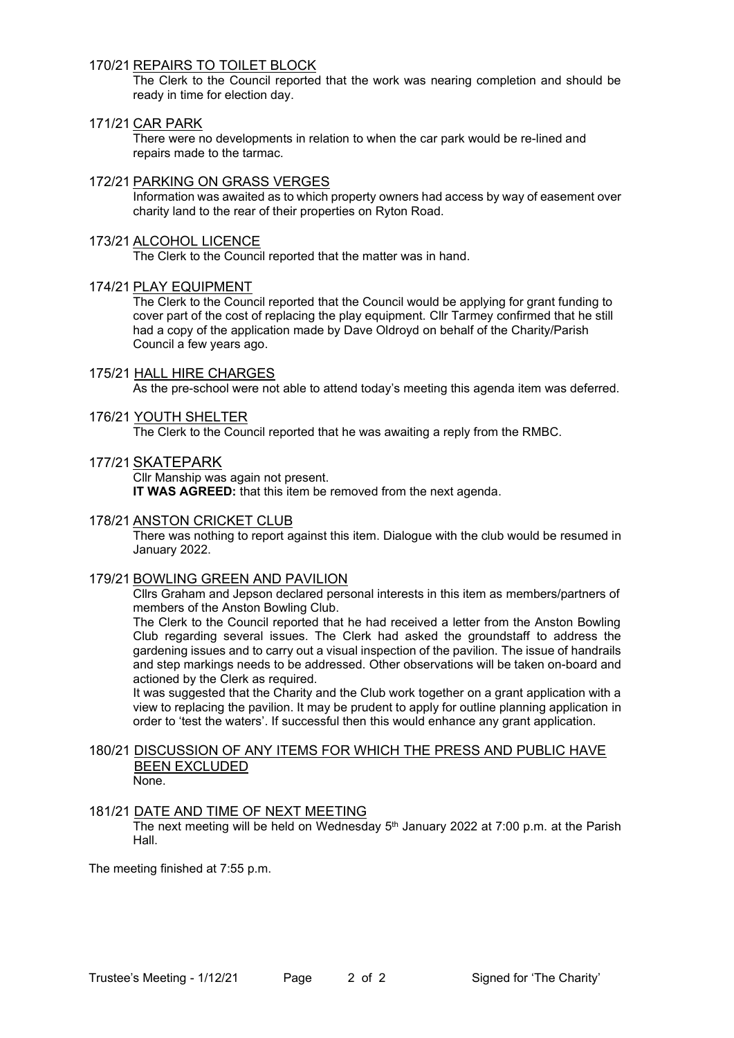### 170/21 REPAIRS TO TOILET BLOCK

The Clerk to the Council reported that the work was nearing completion and should be ready in time for election day.

### 171/21 CAR PARK

There were no developments in relation to when the car park would be re-lined and repairs made to the tarmac.

### 172/21 PARKING ON GRASS VERGES

Information was awaited as to which property owners had access by way of easement over charity land to the rear of their properties on Ryton Road.

### 173/21 ALCOHOL LICENCE

The Clerk to the Council reported that the matter was in hand.

### 174/21 PLAY EQUIPMENT

The Clerk to the Council reported that the Council would be applying for grant funding to cover part of the cost of replacing the play equipment. Cllr Tarmey confirmed that he still had a copy of the application made by Dave Oldroyd on behalf of the Charity/Parish Council a few years ago.

### 175/21 HALL HIRE CHARGES

As the pre-school were not able to attend today's meeting this agenda item was deferred.

### 176/21 YOUTH SHELTER

The Clerk to the Council reported that he was awaiting a reply from the RMBC.

### 177/21 SKATEPARK

Cllr Manship was again not present.

**IT WAS AGREED:** that this item be removed from the next agenda.

### 178/21 ANSTON CRICKET CLUB

There was nothing to report against this item. Dialogue with the club would be resumed in January 2022.

### 179/21 BOWLING GREEN AND PAVILION

Cllrs Graham and Jepson declared personal interests in this item as members/partners of members of the Anston Bowling Club.

The Clerk to the Council reported that he had received a letter from the Anston Bowling Club regarding several issues. The Clerk had asked the groundstaff to address the gardening issues and to carry out a visual inspection of the pavilion. The issue of handrails and step markings needs to be addressed. Other observations will be taken on-board and actioned by the Clerk as required.

It was suggested that the Charity and the Club work together on a grant application with a view to replacing the pavilion. It may be prudent to apply for outline planning application in order to 'test the waters'. If successful then this would enhance any grant application.

### 180/21 DISCUSSION OF ANY ITEMS FOR WHICH THE PRESS AND PUBLIC HAVE BEEN EXCLUDED

None.

### 181/21 DATE AND TIME OF NEXT MEETING

The next meeting will be held on Wednesday 5th January 2022 at 7:00 p.m. at the Parish Hall.

The meeting finished at 7:55 p.m.

Signed for 'The Charity'